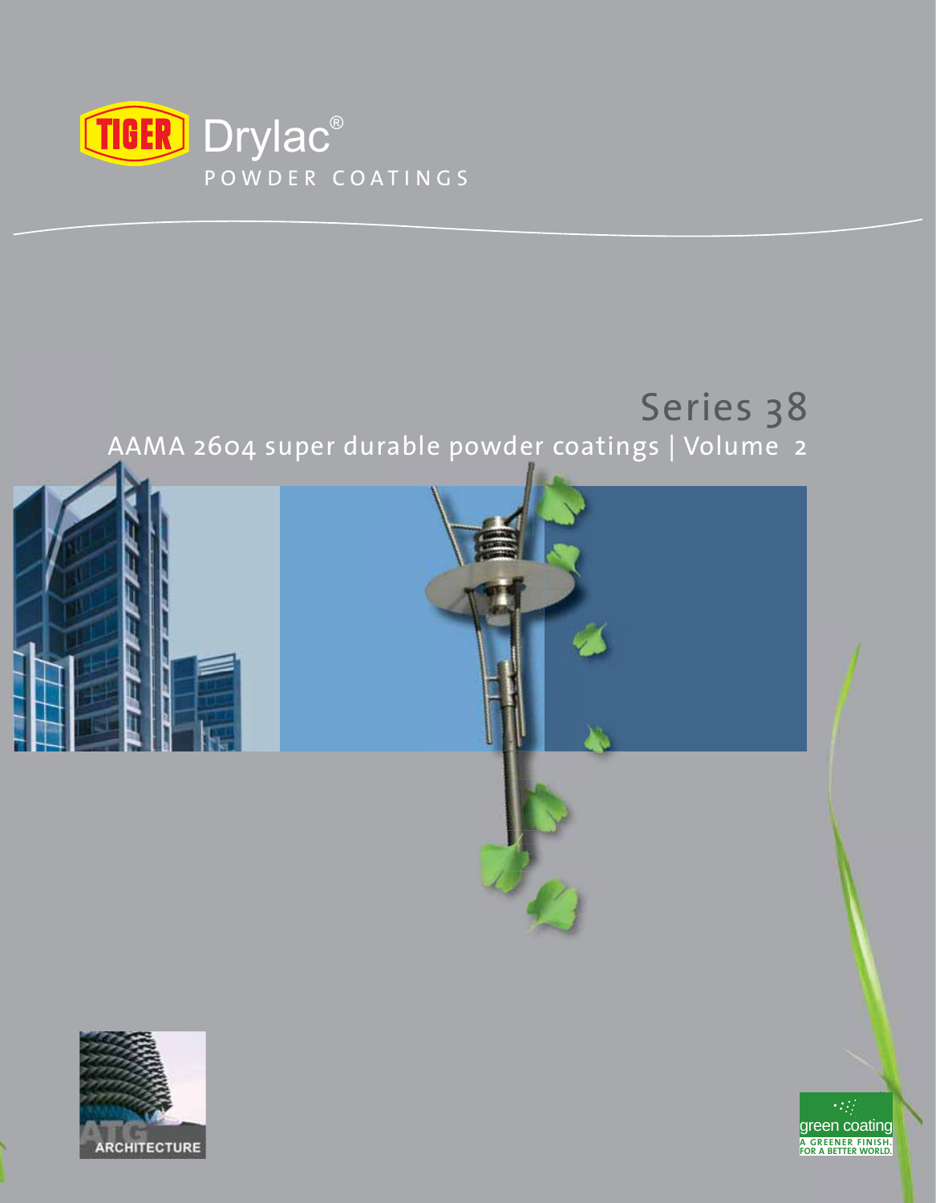TIGER Drylac®

POWDER COATINGS

# Series 38

## AAMA 2604 super durable powder coatings | Volume 2

ATG ARCHITECTURE

green coating

A GREENER FINISH. FOR A BETTER WORLD.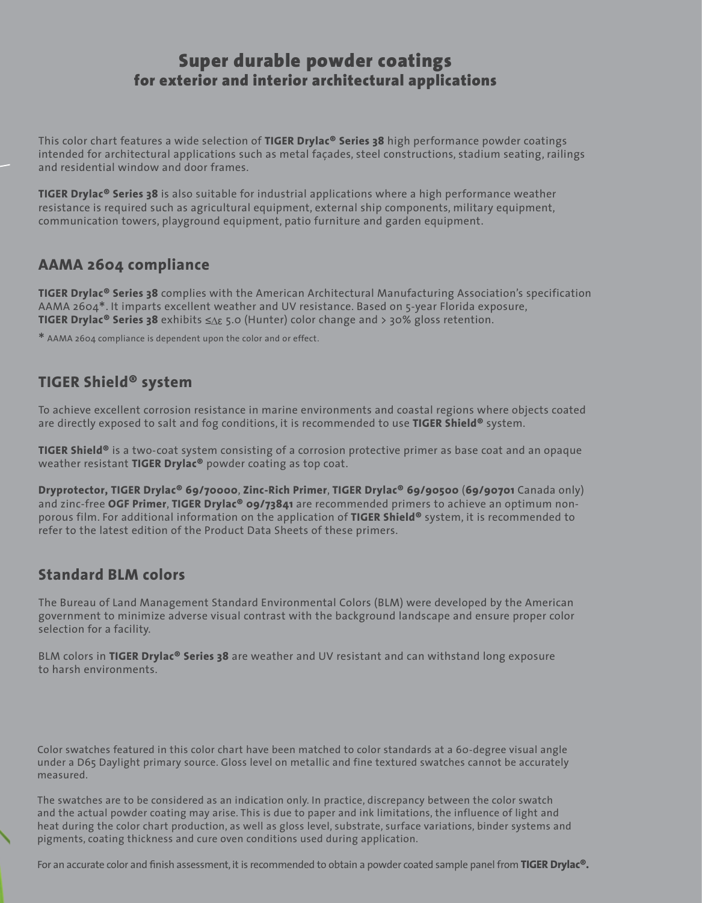# Super durable powder coatings
## for exterior and interior architectural applications

This color chart features a wide selection of **TIGER Drylac® Series 38** high performance powder coatings intended for architectural applications such as metal façades, steel constructions, stadium seating, railings and residential window and door frames.

**TIGER Drylac® Series 38** is also suitable for industrial applications where a high performance weather resistance is required such as agricultural equipment, external ship components, military equipment, communication towers, playground equipment, patio furniture and garden equipment.

## AAMA 2604 compliance

**TIGER Drylac® Series 38** complies with the American Architectural Manufacturing Association's specification AAMA 2604*. It imparts excellent weather and UV resistance. Based on 5-year Florida exposure, **TIGER Drylac® Series 38** exhibits $\leq \Delta\varepsilon$ 5.0 (Hunter) color change and > 30% gloss retention.

* AAMA 2604 compliance is dependent upon the color and or effect.

## TIGER Shield® system

To achieve excellent corrosion resistance in marine environments and coastal regions where objects coated are directly exposed to salt and fog conditions, it is recommended to use **TIGER Shield®** system.

**TIGER Shield®** is a two-coat system consisting of a corrosion protective primer as base coat and an opaque weather resistant **TIGER Drylac®** powder coating as top coat.

**Dryprotector, TIGER Drylac® 69/70000**, **Zinc-Rich Primer**, **TIGER Drylac® 69/90500** (**69/90701** Canada only) and zinc-free **OGF Primer**, **TIGER Drylac® 09/73841** are recommended primers to achieve an optimum non-porous film. For additional information on the application of **TIGER Shield®** system, it is recommended to refer to the latest edition of the Product Data Sheets of these primers.

## Standard BLM colors

The Bureau of Land Management Standard Environmental Colors (BLM) were developed by the American government to minimize adverse visual contrast with the background landscape and ensure proper color selection for a facility.

BLM colors in **TIGER Drylac® Series 38** are weather and UV resistant and can withstand long exposure to harsh environments.

Color swatches featured in this color chart have been matched to color standards at a 60-degree visual angle under a D65 Daylight primary source. Gloss level on metallic and fine textured swatches cannot be accurately measured.

The swatches are to be considered as an indication only. In practice, discrepancy between the color swatch and the actual powder coating may arise. This is due to paper and ink limitations, the influence of light and heat during the color chart production, as well as gloss level, substrate, surface variations, binder systems and pigments, coating thickness and cure oven conditions used during application.

For an accurate color and finish assessment, it is recommended to obtain a powder coated sample panel from **TIGER Drylac®.**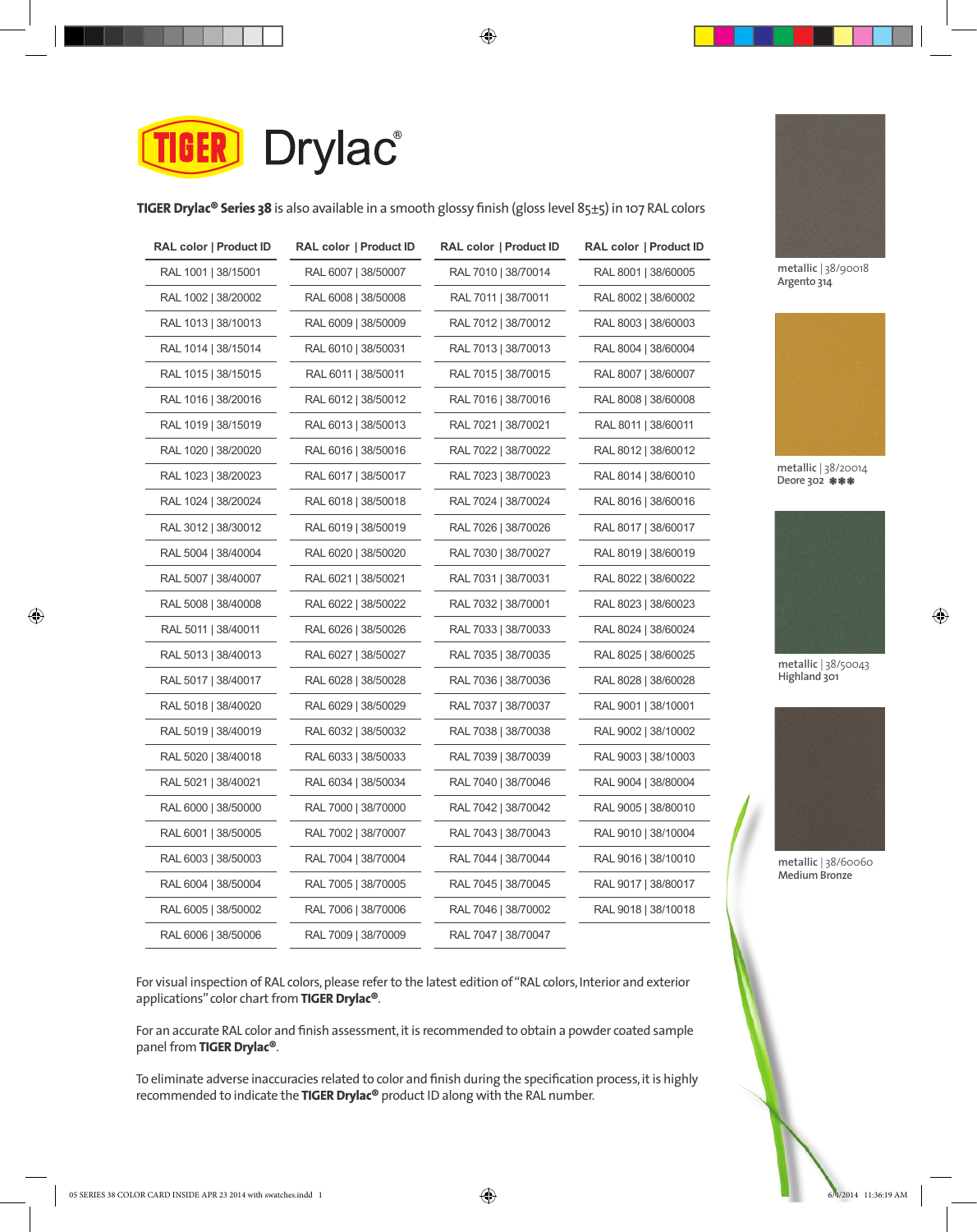# TIGER Drylac®

**TIGER Drylac® Series 38** is also available in a smooth glossy finish (gloss level 85±5) in 107 RAL colors

| RAL color \| Product ID | RAL color \| Product ID | RAL color \| Product ID | RAL color \| Product ID |
|---|---|---|---|
| RAL 1001 \| 38/15001 | RAL 6007 \| 38/50007 | RAL 7010 \| 38/70014 | RAL 8001 \| 38/60005 |
| RAL 1002 \| 38/20002 | RAL 6008 \| 38/50008 | RAL 7011 \| 38/70011 | RAL 8002 \| 38/60002 |
| RAL 1013 \| 38/10013 | RAL 6009 \| 38/50009 | RAL 7012 \| 38/70012 | RAL 8003 \| 38/60003 |
| RAL 1014 \| 38/15014 | RAL 6010 \| 38/50031 | RAL 7013 \| 38/70013 | RAL 8004 \| 38/60004 |
| RAL 1015 \| 38/15015 | RAL 6011 \| 38/50011 | RAL 7015 \| 38/70015 | RAL 8007 \| 38/60007 |
| RAL 1016 \| 38/20016 | RAL 6012 \| 38/50012 | RAL 7016 \| 38/70016 | RAL 8008 \| 38/60008 |
| RAL 1019 \| 38/15019 | RAL 6013 \| 38/50013 | RAL 7021 \| 38/70021 | RAL 8011 \| 38/60011 |
| RAL 1020 \| 38/20020 | RAL 6016 \| 38/50016 | RAL 7022 \| 38/70022 | RAL 8012 \| 38/60012 |
| RAL 1023 \| 38/20023 | RAL 6017 \| 38/50017 | RAL 7023 \| 38/70023 | RAL 8014 \| 38/60010 |
| RAL 1024 \| 38/20024 | RAL 6018 \| 38/50018 | RAL 7024 \| 38/70024 | RAL 8016 \| 38/60016 |
| RAL 3012 \| 38/30012 | RAL 6019 \| 38/50019 | RAL 7026 \| 38/70026 | RAL 8017 \| 38/60017 |
| RAL 5004 \| 38/40004 | RAL 6020 \| 38/50020 | RAL 7030 \| 38/70027 | RAL 8019 \| 38/60019 |
| RAL 5007 \| 38/40007 | RAL 6021 \| 38/50021 | RAL 7031 \| 38/70031 | RAL 8022 \| 38/60022 |
| RAL 5008 \| 38/40008 | RAL 6022 \| 38/50022 | RAL 7032 \| 38/70001 | RAL 8023 \| 38/60023 |
| RAL 5011 \| 38/40011 | RAL 6026 \| 38/50026 | RAL 7033 \| 38/70033 | RAL 8024 \| 38/60024 |
| RAL 5013 \| 38/40013 | RAL 6027 \| 38/50027 | RAL 7035 \| 38/70035 | RAL 8025 \| 38/60025 |
| RAL 5017 \| 38/40017 | RAL 6028 \| 38/50028 | RAL 7036 \| 38/70036 | RAL 8028 \| 38/60028 |
| RAL 5018 \| 38/40020 | RAL 6029 \| 38/50029 | RAL 7037 \| 38/70037 | RAL 9001 \| 38/10001 |
| RAL 5019 \| 38/40019 | RAL 6032 \| 38/50032 | RAL 7038 \| 38/70038 | RAL 9002 \| 38/10002 |
| RAL 5020 \| 38/40018 | RAL 6033 \| 38/50033 | RAL 7039 \| 38/70039 | RAL 9003 \| 38/10003 |
| RAL 5021 \| 38/40021 | RAL 6034 \| 38/50034 | RAL 7040 \| 38/70046 | RAL 9004 \| 38/80004 |
| RAL 6000 \| 38/50000 | RAL 7000 \| 38/70000 | RAL 7042 \| 38/70042 | RAL 9005 \| 38/80010 |
| RAL 6001 \| 38/50005 | RAL 7002 \| 38/70007 | RAL 7043 \| 38/70043 | RAL 9010 \| 38/10004 |
| RAL 6003 \| 38/50003 | RAL 7004 \| 38/70004 | RAL 7044 \| 38/70044 | RAL 9016 \| 38/10010 |
| RAL 6004 \| 38/50004 | RAL 7005 \| 38/70005 | RAL 7045 \| 38/70045 | RAL 9017 \| 38/80017 |
| RAL 6005 \| 38/50002 | RAL 7006 \| 38/70006 | RAL 7046 \| 38/70002 | RAL 9018 \| 38/10018 |
| RAL 6006 \| 38/50006 | RAL 7009 \| 38/70009 | RAL 7047 \| 38/70047 | |

For visual inspection of RAL colors, please refer to the latest edition of "RAL colors, Interior and exterior applications" color chart from **TIGER Drylac®**.

For an accurate RAL color and finish assessment, it is recommended to obtain a powder coated sample panel from **TIGER Drylac®**.

To eliminate adverse inaccuracies related to color and finish during the specification process, it is highly recommended to indicate the **TIGER Drylac®** product ID along with the RAL number.

**metallic** | 38/90018
Argento 314

**metallic** | 38/20014
Deore 302 ✱✱✱

**metallic** | 38/50043
Highland 301

**metallic** | 38/60060
Medium Bronze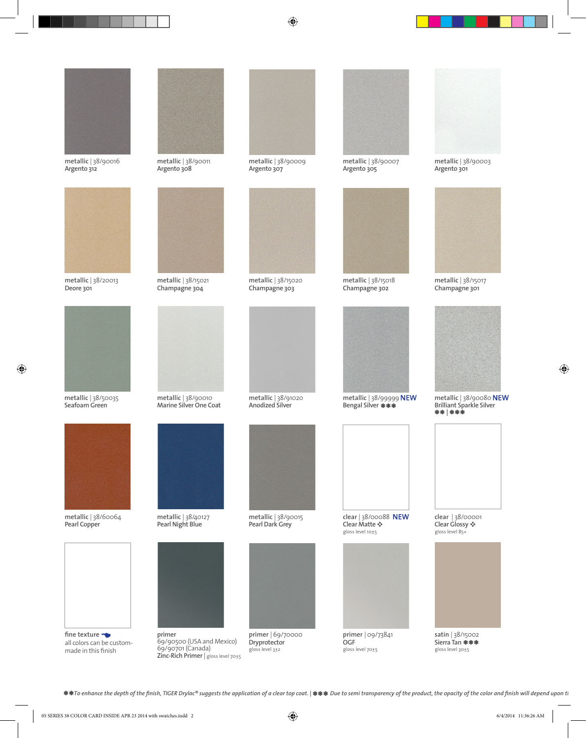metallic | 38/90016
Argento 312

metallic | 38/90011
Argento 308

metallic | 38/90009
Argento 307

metallic | 38/90007
Argento 305

metallic | 38/90003
Argento 301

metallic | 38/20013
Deore 301

metallic | 38/15021
Champagne 304

metallic | 38/15020
Champagne 303

metallic | 38/15018
Champagne 302

metallic | 38/15017
Champagne 301

metallic | 38/50035
Seafoam Green

metallic | 38/90010
Marine Silver One Coat

metallic | 38/91020
Anodized Silver

metallic | 38/99999 **NEW**
Bengal Silver ✱✱✱

metallic | 38/90080 **NEW**
Brilliant Sparkle Silver
✱✱ | ✱✱✱

metallic | 38/60064
Pearl Copper

metallic | 38/40127
Pearl Night Blue

metallic | 38/90015
Pearl Dark Grey

clear | 38/00088 **NEW**
Clear Matte ✣
gloss level 10±5

clear | 38/00001
Clear Glossy ✣
gloss level 85+

fine texture
all colors can be custom-made in this finish

primer
69/90500 (USA and Mexico)
69/90701 (Canada)
Zinc-Rich Primer | gloss level 70±5

primer | 69/70000
Dryprotector
gloss level 3±2

primer | 09/73841
OGF
gloss level 70±5

satin | 38/15002
Sierra Tan ✱✱✱
gloss level 30±5

*✱✱ To enhance the depth of the finish, TIGER Drylac® suggests the application of a clear top coat. | ✱✱✱ Due to semi transparency of the product, the opacity of the color and finish will depend upon t*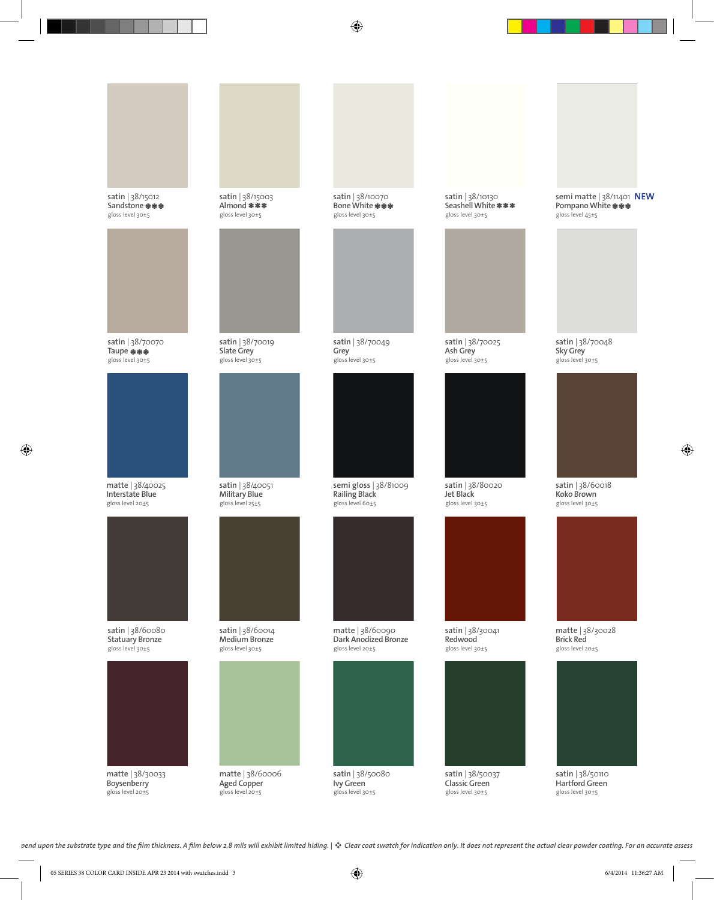| | | | | |
|---|---|---|---|---|
| satin \| 38/15012<br>**Sandstone** ✱✱✱<br>gloss level 30±5 | satin \| 38/15003<br>**Almond** ✱✱✱<br>gloss level 30±5 | satin \| 38/10070<br>**Bone White** ✱✱✱<br>gloss level 30±5 | satin \| 38/10130<br>**Seashell White** ✱✱✱<br>gloss level 30±5 | semi matte \| 38/11401 **NEW**<br>**Pompano White** ✱✱✱<br>gloss level 45±5 |
| satin \| 38/70070<br>**Taupe** ✱✱✱<br>gloss level 30±5 | satin \| 38/70019<br>**Slate Grey**<br>gloss level 30±5 | satin \| 38/70049<br>**Grey**<br>gloss level 30±5 | satin \| 38/70025<br>**Ash Grey**<br>gloss level 30±5 | satin \| 38/70048<br>**Sky Grey**<br>gloss level 30±5 |
| matte \| 38/40025<br>**Interstate Blue**<br>gloss level 20±5 | satin \| 38/40051<br>**Military Blue**<br>gloss level 25±5 | semi gloss \| 38/81009<br>**Railing Black**<br>gloss level 60±5 | satin \| 38/80020<br>**Jet Black**<br>gloss level 30±5 | satin \| 38/60018<br>**Koko Brown**<br>gloss level 30±5 |
| satin \| 38/60080<br>**Statuary Bronze**<br>gloss level 30±5 | satin \| 38/60014<br>**Medium Bronze**<br>gloss level 30±5 | matte \| 38/60090<br>**Dark Anodized Bronze**<br>gloss level 20±5 | satin \| 38/30041<br>**Redwood**<br>gloss level 30±5 | matte \| 38/30028<br>**Brick Red**<br>gloss level 20±5 |
| matte \| 38/30033<br>**Boysenberry**<br>gloss level 20±5 | matte \| 38/60006<br>**Aged Copper**<br>gloss level 20±5 | satin \| 38/50080<br>**Ivy Green**<br>gloss level 30±5 | satin \| 38/50037<br>**Classic Green**<br>gloss level 30±5 | satin \| 38/50110<br>**Hartford Green**<br>gloss level 30±5 |

*pend upon the substrate type and the film thickness. A film below 2.8 mils will exhibit limited hiding.* | ❖ *Clear coat swatch for indication only. It does not represent the actual clear powder coating. For an accurate assess*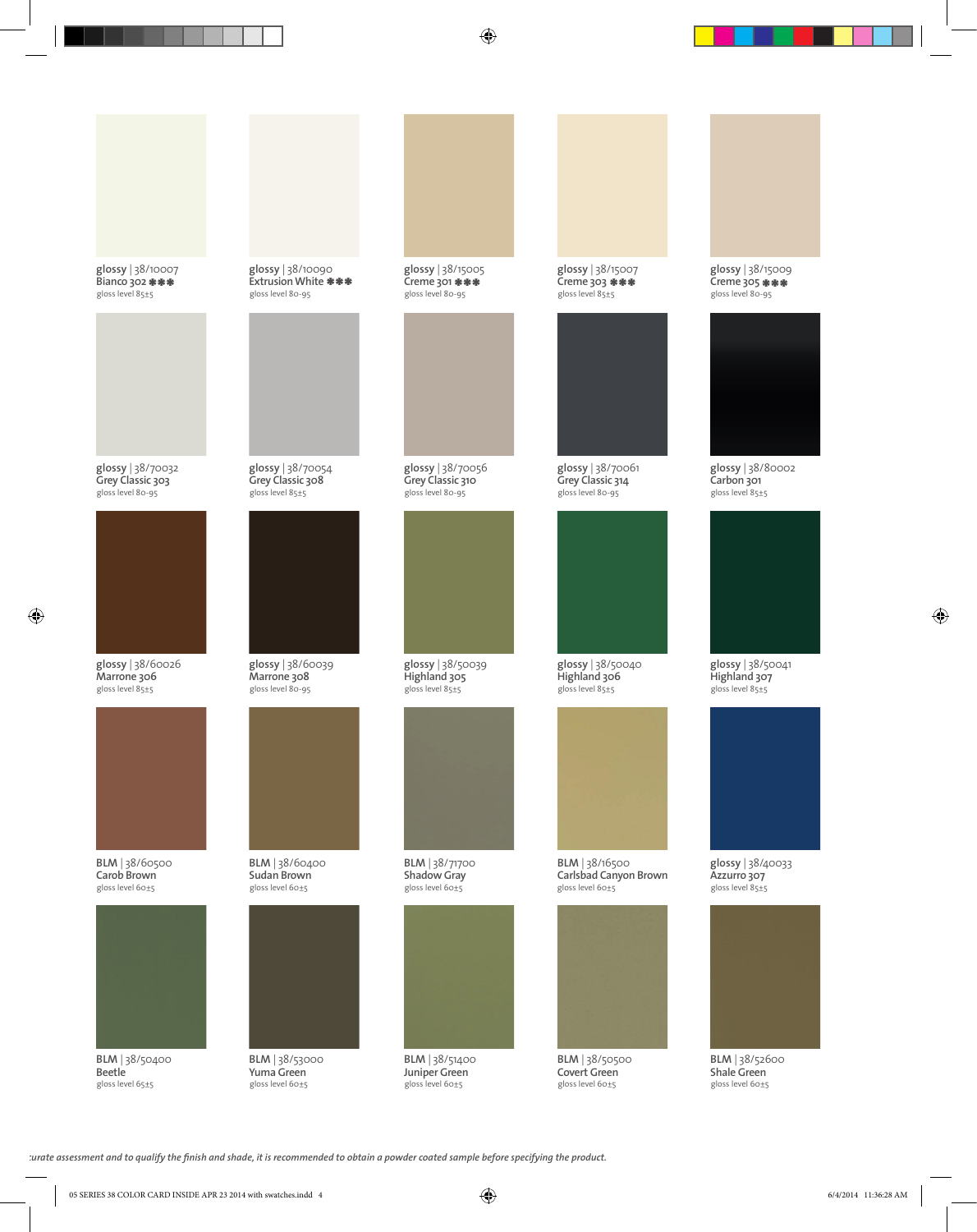glossy | 38/10007
Bianco 302 ✱✱✱
gloss level 85±5

glossy | 38/10090
Extrusion White ✱✱✱
gloss level 80-95

glossy | 38/15005
Creme 301 ✱✱✱
gloss level 80-95

glossy | 38/15007
Creme 303 ✱✱✱
gloss level 85±5

glossy | 38/15009
Creme 305 ✱✱✱
gloss level 80-95

glossy | 38/70032
Grey Classic 303
gloss level 80-95

glossy | 38/70054
Grey Classic 308
gloss level 85±5

glossy | 38/70056
Grey Classic 310
gloss level 80-95

glossy | 38/70061
Grey Classic 314
gloss level 80-95

glossy | 38/80002
Carbon 301
gloss level 85±5

glossy | 38/60026
Marrone 306
gloss level 85±5

glossy | 38/60039
Marrone 308
gloss level 80-95

glossy | 38/50039
Highland 305
gloss level 85±5

glossy | 38/50040
Highland 306
gloss level 85±5

glossy | 38/50041
Highland 307
gloss level 85±5

BLM | 38/60500
Carob Brown
gloss level 60±5

BLM | 38/60400
Sudan Brown
gloss level 60±5

BLM | 38/71700
Shadow Gray
gloss level 60±5

BLM | 38/16500
Carlsbad Canyon Brown
gloss level 60±5

glossy | 38/40033
Azzurro 307
gloss level 85±5

BLM | 38/50400
Beetle
gloss level 65±5

BLM | 38/53000
Yuma Green
gloss level 60±5

BLM | 38/51400
Juniper Green
gloss level 60±5

BLM | 38/50500
Covert Green
gloss level 60±5

BLM | 38/52600
Shale Green
gloss level 60±5

*curate assessment and to qualify the finish and shade, it is recommended to obtain a powder coated sample before specifying the product.*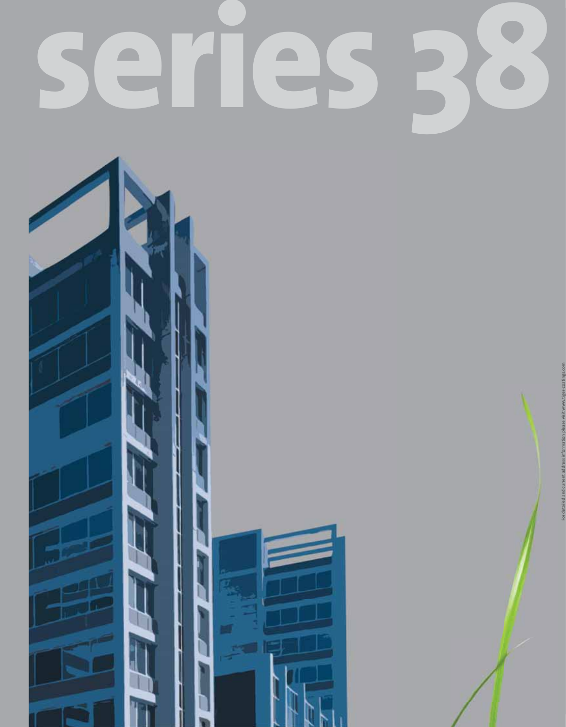# series 38

For detailed and current address information please visit www.tiger-coatings.com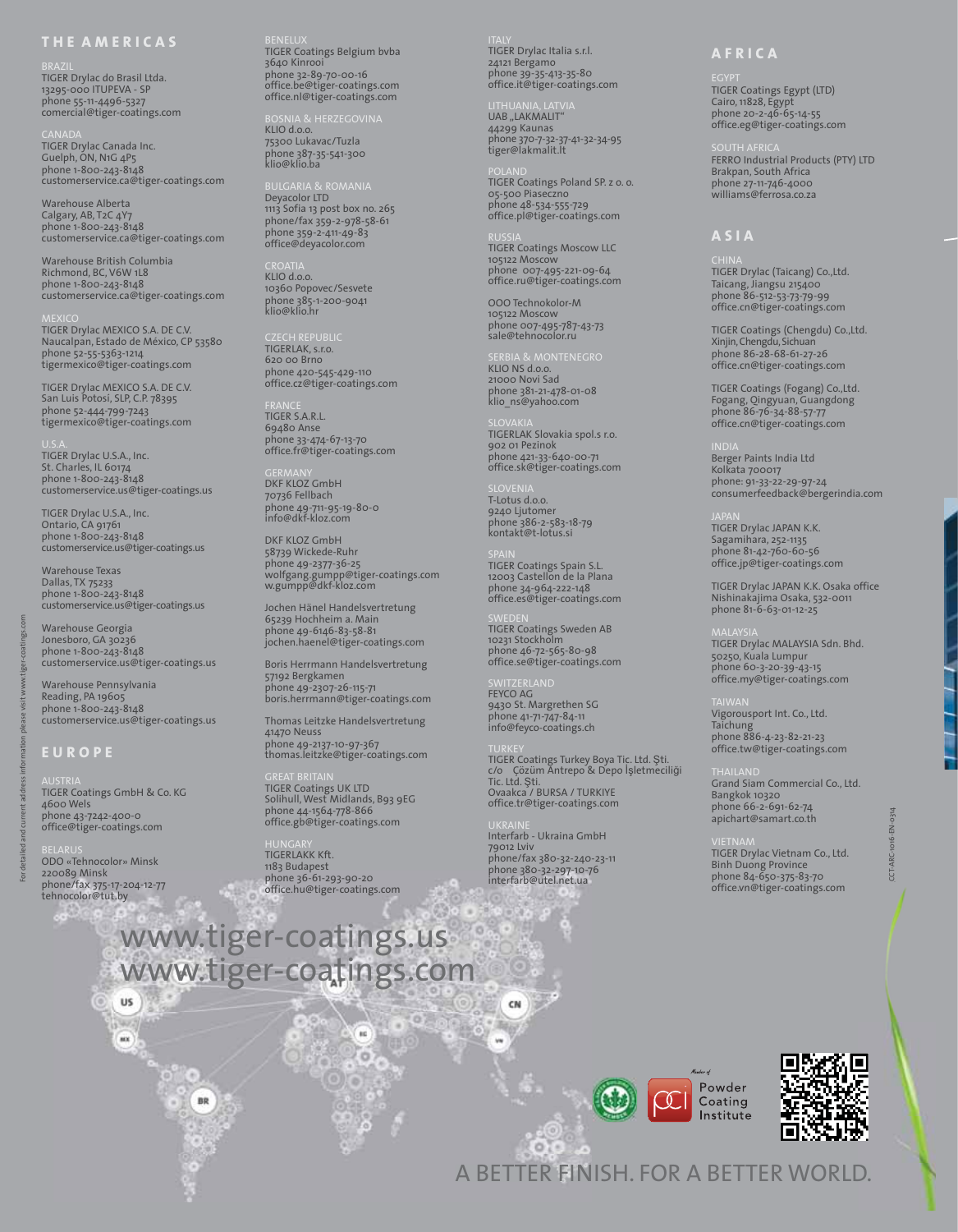## THE AMERICAS

BRAZIL
TIGER Drylac do Brasil Ltda.
13295-000 ITUPEVA - SP
phone 55-11-4496-5327
comercial@tiger-coatings.com

CANADA
TIGER Drylac Canada Inc.
Guelph, ON, N1G 4P5
phone 1-800-243-8148
customerservice.ca@tiger-coatings.com

Warehouse Alberta
Calgary, AB, T2C 4Y7
phone 1-800-243-8148
customerservice.ca@tiger-coatings.com

Warehouse British Columbia
Richmond, BC, V6W 1L8
phone 1-800-243-8148
customerservice.ca@tiger-coatings.com

MEXICO
TIGER Drylac MEXICO S.A. DE C.V.
Naucalpan, Estado de México, CP 53580
phone 52-55-5363-1214
tigermexico@tiger-coatings.com

TIGER Drylac MEXICO S.A. DE C.V.
San Luis Potosi, SLP, C.P. 78395
phone 52-444-799-7243
tigermexico@tiger-coatings.com

U.S.A.
TIGER Drylac U.S.A., Inc.
St. Charles, IL 60174
phone 1-800-243-8148
customerservice.us@tiger-coatings.us

TIGER Drylac U.S.A., Inc.
Ontario, CA 91761
phone 1-800-243-8148
customerservice.us@tiger-coatings.us

Warehouse Texas
Dallas, TX 75233
phone 1-800-243-8148
customerservice.us@tiger-coatings.us

Warehouse Georgia
Jonesboro, GA 30236
phone 1-800-243-8148
customerservice.us@tiger-coatings.us

Warehouse Pennsylvania
Reading, PA 19605
phone 1-800-243-8148
customerservice.us@tiger-coatings.us

## EUROPE

AUSTRIA
TIGER Coatings GmbH & Co. KG
4600 Wels
phone 43-7242-400-0
office@tiger-coatings.com

BELARUS
ODO «Tehnocolor» Minsk
220089 Minsk
phone/fax 375-17-204-12-77
tehnocolor@tut.by

BENELUX
TIGER Coatings Belgium bvba
3640 Kinrooi
phone 32-89-70-00-16
office.be@tiger-coatings.com
office.nl@tiger-coatings.com

BOSNIA & HERZEGOVINA
KLIO d.o.o.
75300 Lukavac/Tuzla
phone 387-35-541-300
klio@klio.ba

BULGARIA & ROMANIA
Deyacolor LTD
1113 Sofia 13 post box no. 265
phone/fax 359-2-978-58-61
phone 359-2-411-49-83
office@deyacolor.com

CROATIA
KLIO d.o.o.
10360 Popovec/Sesvete
phone 385-1-200-9041
klio@klio.hr

CZECH REPUBLIC
TIGERLAK, s.r.o.
620 00 Brno
phone 420-545-429-110
office.cz@tiger-coatings.com

FRANCE
TIGER S.A.R.L.
69480 Anse
phone 33-474-67-13-70
office.fr@tiger-coatings.com

GERMANY
DKF KLOZ GmbH
70736 Fellbach
phone 49-711-95-19-80-0
info@dkf-kloz.com

DKF KLOZ GmbH
58739 Wickede-Ruhr
phone 49-2377-36-25
wolfgang.gumpp@tiger-coatings.com
w.gumpp@dkf-kloz.com

Jochen Hänel Handelsvertretung
65239 Hochheim a. Main
phone 49-6146-83-58-81
jochen.haenel@tiger-coatings.com

Boris Herrmann Handelsvertretung
57192 Bergkamen
phone 49-2307-26-115-71
boris.herrmann@tiger-coatings.com

Thomas Leitzke Handelsvertretung
41470 Neuss
phone 49-2137-10-97-367
thomas.leitzke@tiger-coatings.com

GREAT BRITAIN
TIGER Coatings UK LTD
Solihull, West Midlands, B93 9EG
phone 44-1564-778-866
office.gb@tiger-coatings.com

HUNGARY
TIGERLAKK Kft.
1183 Budapest
phone 36-61-293-90-20
office.hu@tiger-coatings.com

ITALY
TIGER Drylac Italia s.r.l.
24121 Bergamo
phone 39-35-413-35-80
office.it@tiger-coatings.com

LITHUANIA, LATVIA
UAB „LAKMALIT"
44299 Kaunas
phone 370-7-32-37-41-32-34-95
tiger@lakmalit.lt

POLAND
TIGER Coatings Poland SP. z o. o.
05-500 Piaseczno
phone 48-534-555-729
office.pl@tiger-coatings.com

RUSSIA
TIGER Coatings Moscow LLC
105122 Moscow
phone 007-495-221-09-64
office.ru@tiger-coatings.com

OOO Technokolor-M
105122 Moscow
phone 007-495-787-43-73
sale@tehnocolor.ru

SERBIA & MONTENEGRO
KLIO NS d.o.o.
21000 Novi Sad
phone 381-21-478-01-08
klio_ns@yahoo.com

SLOVAKIA
TIGERLAK Slovakia spol.s r.o.
902 01 Pezinok
phone 421-33-640-00-71
office.sk@tiger-coatings.com

SLOVENIA
T-Lotus d.o.o.
9240 Ljutomer
phone 386-2-583-18-79
kontakt@t-lotus.si

SPAIN
TIGER Coatings Spain S.L.
12003 Castellon de la Plana
phone 34-964-222-148
office.es@tiger-coatings.com

SWEDEN
TIGER Coatings Sweden AB
10231 Stockholm
phone 46-72-565-80-98
office.se@tiger-coatings.com

SWITZERLAND
FEYCO AG
9430 St. Margrethen SG
phone 41-71-747-84-11
info@feyco-coatings.ch

TURKEY
TIGER Coatings Turkey Boya Tic. Ltd. Şti.
c/o Çözüm Antrepo & Depo İşletmeciliği Tic. Ltd. Şti.
Ovaakca / BURSA / TURKIYE
office.tr@tiger-coatings.com

UKRAINE
Interfarb - Ukraina GmbH
79012 Lviv
phone/fax 380-32-240-23-11
phone 380-32-297-10-76
interfarb@utel.net.ua

## AFRICA

EGYPT
TIGER Coatings Egypt (LTD)
Cairo, 11828, Egypt
phone 20-2-46-65-14-55
office.eg@tiger-coatings.com

SOUTH AFRICA
FERRO Industrial Products (PTY) LTD
Brakpan, South Africa
phone 27-11-746-4000
williams@ferrosa.co.za

## ASIA

CHINA
TIGER Drylac (Taicang) Co.,Ltd.
Taicang, Jiangsu 215400
phone 86-512-53-73-79-99
office.cn@tiger-coatings.com

TIGER Coatings (Chengdu) Co.,Ltd.
Xinjin, Chengdu, Sichuan
phone 86-28-68-61-27-26
office.cn@tiger-coatings.com

TIGER Coatings (Fogang) Co.,Ltd.
Fogang, Qingyuan, Guangdong
phone 86-76-34-88-57-77
office.cn@tiger-coatings.com

INDIA
Berger Paints India Ltd
Kolkata 700017
phone: 91-33-22-29-97-24
consumerfeedback@bergerindia.com

JAPAN
TIGER Drylac JAPAN K.K.
Sagamihara, 252-1135
phone 81-42-760-60-56
office.jp@tiger-coatings.com

TIGER Drylac JAPAN K.K. Osaka office
Nishinakajima Osaka, 532-0011
phone 81-6-63-01-12-25

MALAYSIA
TIGER Drylac MALAYSIA Sdn. Bhd.
50250, Kuala Lumpur
phone 60-3-20-39-43-15
office.my@tiger-coatings.com

TAIWAN
Vigorousport Int. Co., Ltd.
Taichung
phone 886-4-23-82-21-23
office.tw@tiger-coatings.com

THAILAND
Grand Siam Commercial Co., Ltd.
Bangkok 10320
phone 66-2-891-62-74
apichart@samart.co.th

VIETNAM
TIGER Drylac Vietnam Co., Ltd.
Binh Duong Province
phone 84-650-375-83-70
office.vn@tiger-coatings.com

For detailed and current address information please visit www.tiger-coatings.com

www.tiger-coatings.us
www.tiger-coatings.com

Member of Powder Coating Institute

A BETTER FINISH. FOR A BETTER WORLD.

CCT-ARC-1016-EN-0314